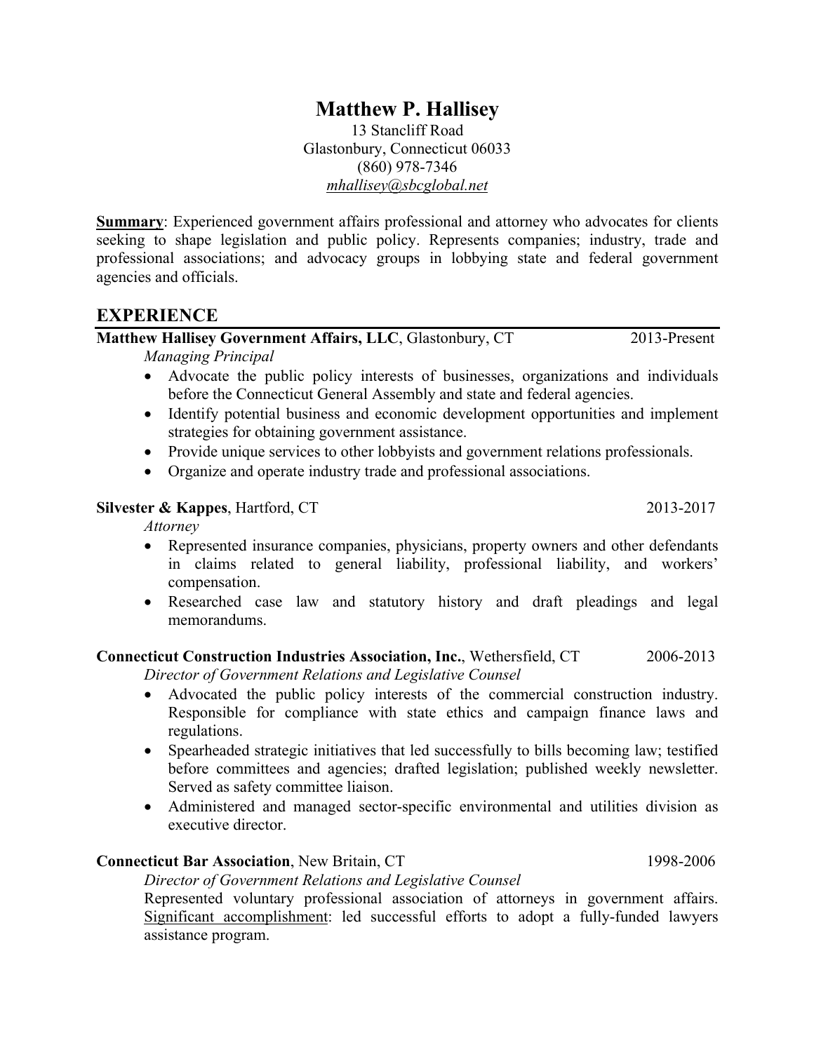# Matthew P. Hallisey

13 Stancliff Road
Glastonbury, Connecticut 06033
(860) 978-7346
mhallisey@sbcglobal.net

**Summary**: Experienced government affairs professional and attorney who advocates for clients seeking to shape legislation and public policy. Represents companies; industry, trade and professional associations; and advocacy groups in lobbying state and federal government agencies and officials.

## EXPERIENCE

**Matthew Hallisey Government Affairs, LLC**, Glastonbury, CT — 2013-Present

*Managing Principal*

- Advocate the public policy interests of businesses, organizations and individuals before the Connecticut General Assembly and state and federal agencies.
- Identify potential business and economic development opportunities and implement strategies for obtaining government assistance.
- Provide unique services to other lobbyists and government relations professionals.
- Organize and operate industry trade and professional associations.

**Silvester & Kappes**, Hartford, CT — 2013-2017

*Attorney*

- Represented insurance companies, physicians, property owners and other defendants in claims related to general liability, professional liability, and workers' compensation.
- Researched case law and statutory history and draft pleadings and legal memorandums.

**Connecticut Construction Industries Association, Inc.**, Wethersfield, CT — 2006-2013

*Director of Government Relations and Legislative Counsel*

- Advocated the public policy interests of the commercial construction industry. Responsible for compliance with state ethics and campaign finance laws and regulations.
- Spearheaded strategic initiatives that led successfully to bills becoming law; testified before committees and agencies; drafted legislation; published weekly newsletter. Served as safety committee liaison.
- Administered and managed sector-specific environmental and utilities division as executive director.

**Connecticut Bar Association**, New Britain, CT — 1998-2006

*Director of Government Relations and Legislative Counsel*

Represented voluntary professional association of attorneys in government affairs. Significant accomplishment: led successful efforts to adopt a fully-funded lawyers assistance program.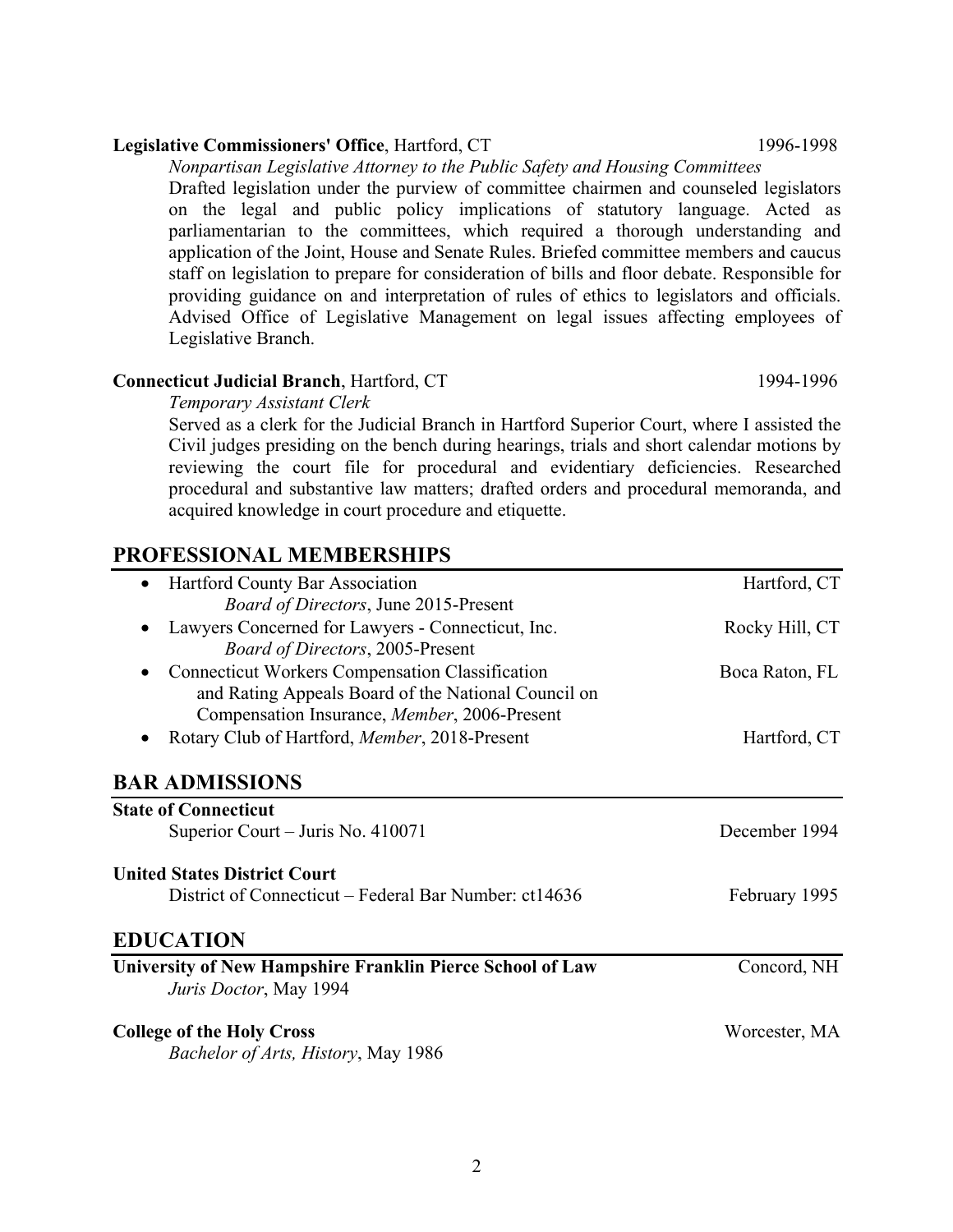**Legislative Commissioners' Office**, Hartford, CT 1996-1998

*Nonpartisan Legislative Attorney to the Public Safety and Housing Committees*

Drafted legislation under the purview of committee chairmen and counseled legislators on the legal and public policy implications of statutory language. Acted as parliamentarian to the committees, which required a thorough understanding and application of the Joint, House and Senate Rules. Briefed committee members and caucus staff on legislation to prepare for consideration of bills and floor debate. Responsible for providing guidance on and interpretation of rules of ethics to legislators and officials. Advised Office of Legislative Management on legal issues affecting employees of Legislative Branch.

**Connecticut Judicial Branch**, Hartford, CT 1994-1996

*Temporary Assistant Clerk*

Served as a clerk for the Judicial Branch in Hartford Superior Court, where I assisted the Civil judges presiding on the bench during hearings, trials and short calendar motions by reviewing the court file for procedural and evidentiary deficiencies. Researched procedural and substantive law matters; drafted orders and procedural memoranda, and acquired knowledge in court procedure and etiquette.

## PROFESSIONAL MEMBERSHIPS

- Hartford County Bar Association — Hartford, CT
  *Board of Directors*, June 2015-Present
- Lawyers Concerned for Lawyers - Connecticut, Inc. — Rocky Hill, CT
  *Board of Directors*, 2005-Present
- Connecticut Workers Compensation Classification and Rating Appeals Board of the National Council on Compensation Insurance, *Member*, 2006-Present — Boca Raton, FL
- Rotary Club of Hartford, *Member*, 2018-Present — Hartford, CT

## BAR ADMISSIONS

**State of Connecticut**

Superior Court – Juris No. 410071 — December 1994

**United States District Court**

District of Connecticut – Federal Bar Number: ct14636 — February 1995

## EDUCATION

**University of New Hampshire Franklin Pierce School of Law** — Concord, NH

*Juris Doctor*, May 1994

**College of the Holy Cross** — Worcester, MA

*Bachelor of Arts, History*, May 1986